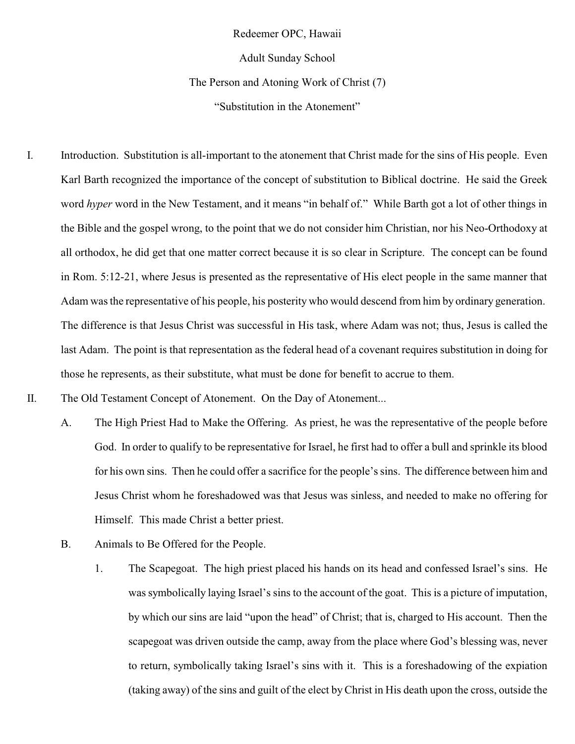Redeemer OPC, Hawaii

Adult Sunday School

The Person and Atoning Work of Christ (7)

"Substitution in the Atonement"

I. Introduction. Substitution is all-important to the atonement that Christ made for the sins of His people. Even Karl Barth recognized the importance of the concept of substitution to Biblical doctrine. He said the Greek word *hyper* word in the New Testament, and it means "in behalf of." While Barth got a lot of other things in the Bible and the gospel wrong, to the point that we do not consider him Christian, nor his Neo-Orthodoxy at all orthodox, he did get that one matter correct because it is so clear in Scripture. The concept can be found in Rom. 5:12-21, where Jesus is presented as the representative of His elect people in the same manner that Adam was the representative of his people, his posterity who would descend from him by ordinary generation. The difference is that Jesus Christ was successful in His task, where Adam was not; thus, Jesus is called the last Adam. The point is that representation as the federal head of a covenant requires substitution in doing for those he represents, as their substitute, what must be done for benefit to accrue to them.

II. The Old Testament Concept of Atonement. On the Day of Atonement...

   A. The High Priest Had to Make the Offering. As priest, he was the representative of the people before God. In order to qualify to be representative for Israel, he first had to offer a bull and sprinkle its blood for his own sins. Then he could offer a sacrifice for the people's sins. The difference between him and Jesus Christ whom he foreshadowed was that Jesus was sinless, and needed to make no offering for Himself. This made Christ a better priest.

   B. Animals to Be Offered for the People.

      1. The Scapegoat. The high priest placed his hands on its head and confessed Israel's sins. He was symbolically laying Israel's sins to the account of the goat. This is a picture of imputation, by which our sins are laid "upon the head" of Christ; that is, charged to His account. Then the scapegoat was driven outside the camp, away from the place where God's blessing was, never to return, symbolically taking Israel's sins with it. This is a foreshadowing of the expiation (taking away) of the sins and guilt of the elect by Christ in His death upon the cross, outside the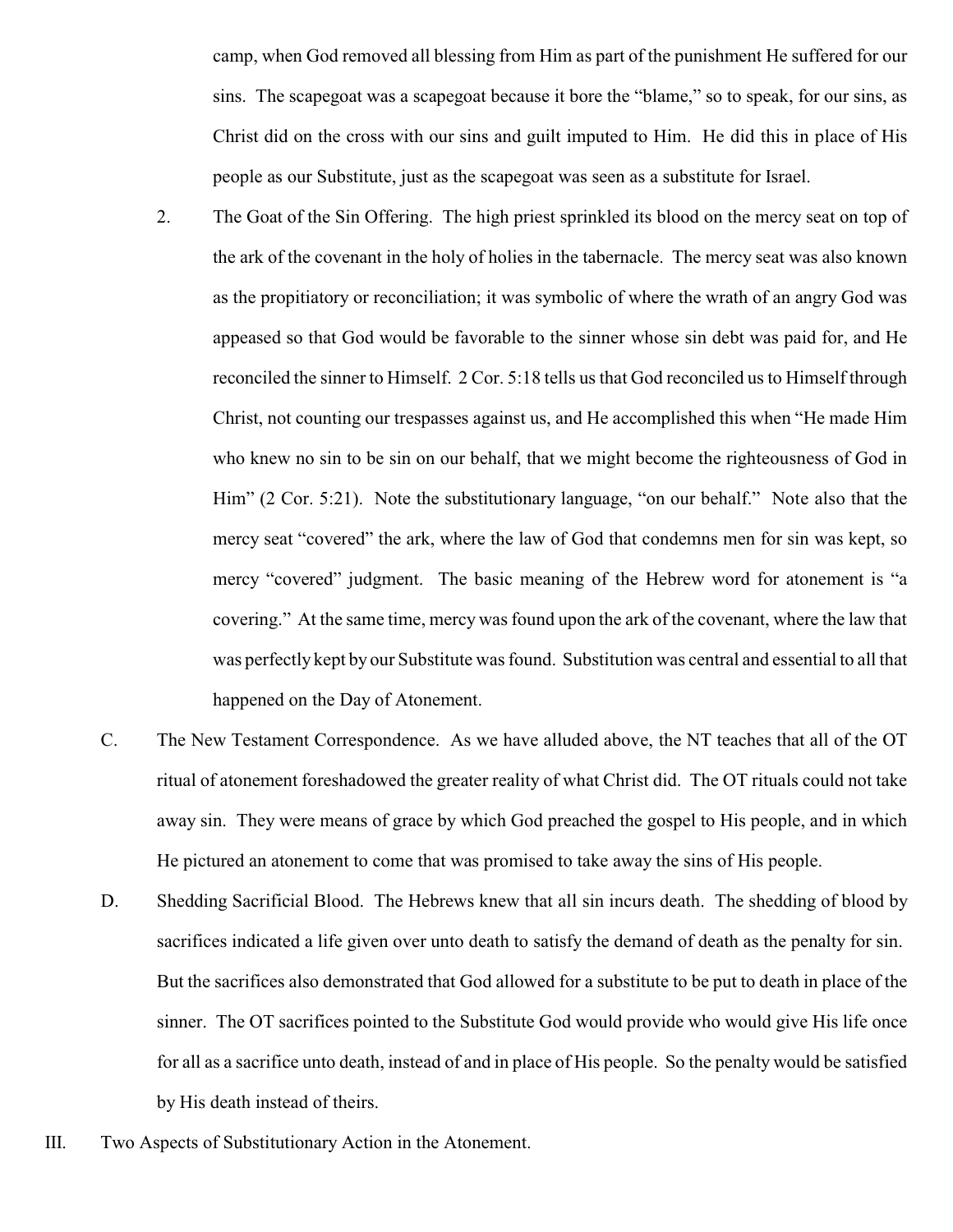camp, when God removed all blessing from Him as part of the punishment He suffered for our sins. The scapegoat was a scapegoat because it bore the "blame," so to speak, for our sins, as Christ did on the cross with our sins and guilt imputed to Him. He did this in place of His people as our Substitute, just as the scapegoat was seen as a substitute for Israel.

2. The Goat of the Sin Offering. The high priest sprinkled its blood on the mercy seat on top of the ark of the covenant in the holy of holies in the tabernacle. The mercy seat was also known as the propitiatory or reconciliation; it was symbolic of where the wrath of an angry God was appeased so that God would be favorable to the sinner whose sin debt was paid for, and He reconciled the sinner to Himself. 2 Cor. 5:18 tells us that God reconciled us to Himself through Christ, not counting our trespasses against us, and He accomplished this when "He made Him who knew no sin to be sin on our behalf, that we might become the righteousness of God in Him" (2 Cor. 5:21). Note the substitutionary language, "on our behalf." Note also that the mercy seat "covered" the ark, where the law of God that condemns men for sin was kept, so mercy "covered" judgment. The basic meaning of the Hebrew word for atonement is "a covering." At the same time, mercy was found upon the ark of the covenant, where the law that was perfectly kept by our Substitute was found. Substitution was central and essential to all that happened on the Day of Atonement.

C. The New Testament Correspondence. As we have alluded above, the NT teaches that all of the OT ritual of atonement foreshadowed the greater reality of what Christ did. The OT rituals could not take away sin. They were means of grace by which God preached the gospel to His people, and in which He pictured an atonement to come that was promised to take away the sins of His people.

D. Shedding Sacrificial Blood. The Hebrews knew that all sin incurs death. The shedding of blood by sacrifices indicated a life given over unto death to satisfy the demand of death as the penalty for sin. But the sacrifices also demonstrated that God allowed for a substitute to be put to death in place of the sinner. The OT sacrifices pointed to the Substitute God would provide who would give His life once for all as a sacrifice unto death, instead of and in place of His people. So the penalty would be satisfied by His death instead of theirs.

III. Two Aspects of Substitutionary Action in the Atonement.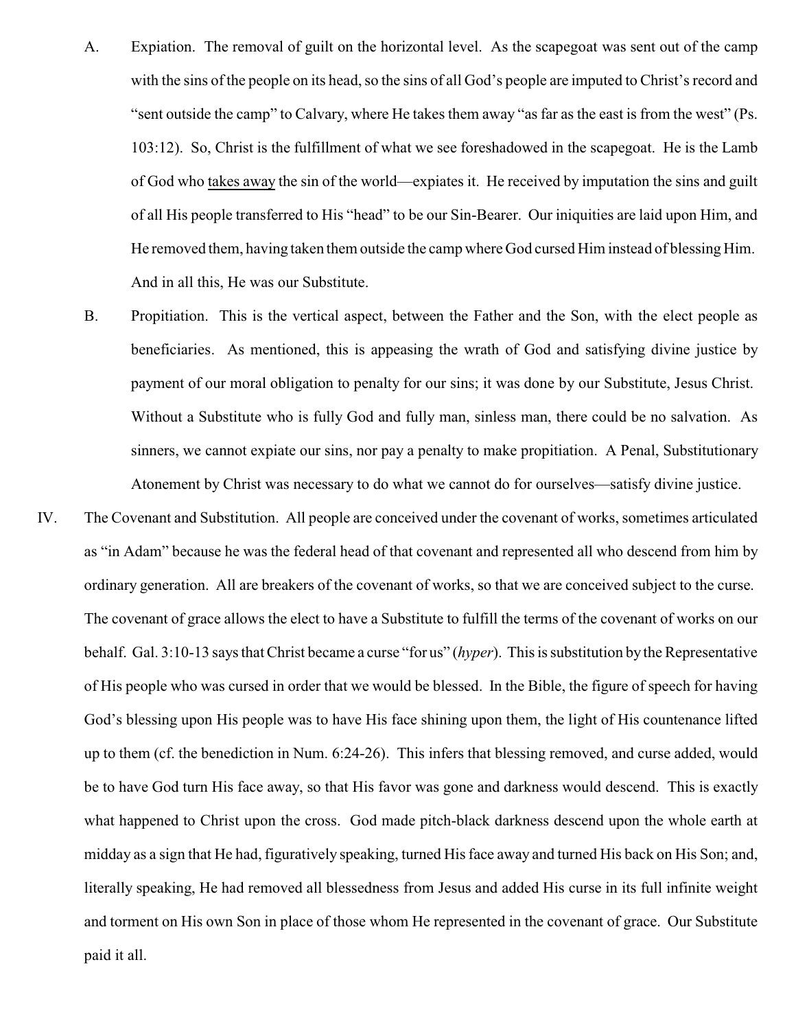A. Expiation. The removal of guilt on the horizontal level. As the scapegoat was sent out of the camp with the sins of the people on its head, so the sins of all God's people are imputed to Christ's record and "sent outside the camp" to Calvary, where He takes them away "as far as the east is from the west" (Ps. 103:12). So, Christ is the fulfillment of what we see foreshadowed in the scapegoat. He is the Lamb of God who <u>takes away</u> the sin of the world—expiates it. He received by imputation the sins and guilt of all His people transferred to His "head" to be our Sin-Bearer. Our iniquities are laid upon Him, and He removed them, having taken them outside the camp where God cursed Him instead of blessing Him. And in all this, He was our Substitute.

B. Propitiation. This is the vertical aspect, between the Father and the Son, with the elect people as beneficiaries. As mentioned, this is appeasing the wrath of God and satisfying divine justice by payment of our moral obligation to penalty for our sins; it was done by our Substitute, Jesus Christ. Without a Substitute who is fully God and fully man, sinless man, there could be no salvation. As sinners, we cannot expiate our sins, nor pay a penalty to make propitiation. A Penal, Substitutionary Atonement by Christ was necessary to do what we cannot do for ourselves—satisfy divine justice.

IV. The Covenant and Substitution. All people are conceived under the covenant of works, sometimes articulated as "in Adam" because he was the federal head of that covenant and represented all who descend from him by ordinary generation. All are breakers of the covenant of works, so that we are conceived subject to the curse. The covenant of grace allows the elect to have a Substitute to fulfill the terms of the covenant of works on our behalf. Gal. 3:10-13 says that Christ became a curse "for us" (*hyper*). This is substitution by the Representative of His people who was cursed in order that we would be blessed. In the Bible, the figure of speech for having God's blessing upon His people was to have His face shining upon them, the light of His countenance lifted up to them (cf. the benediction in Num. 6:24-26). This infers that blessing removed, and curse added, would be to have God turn His face away, so that His favor was gone and darkness would descend. This is exactly what happened to Christ upon the cross. God made pitch-black darkness descend upon the whole earth at midday as a sign that He had, figuratively speaking, turned His face away and turned His back on His Son; and, literally speaking, He had removed all blessedness from Jesus and added His curse in its full infinite weight and torment on His own Son in place of those whom He represented in the covenant of grace. Our Substitute paid it all.